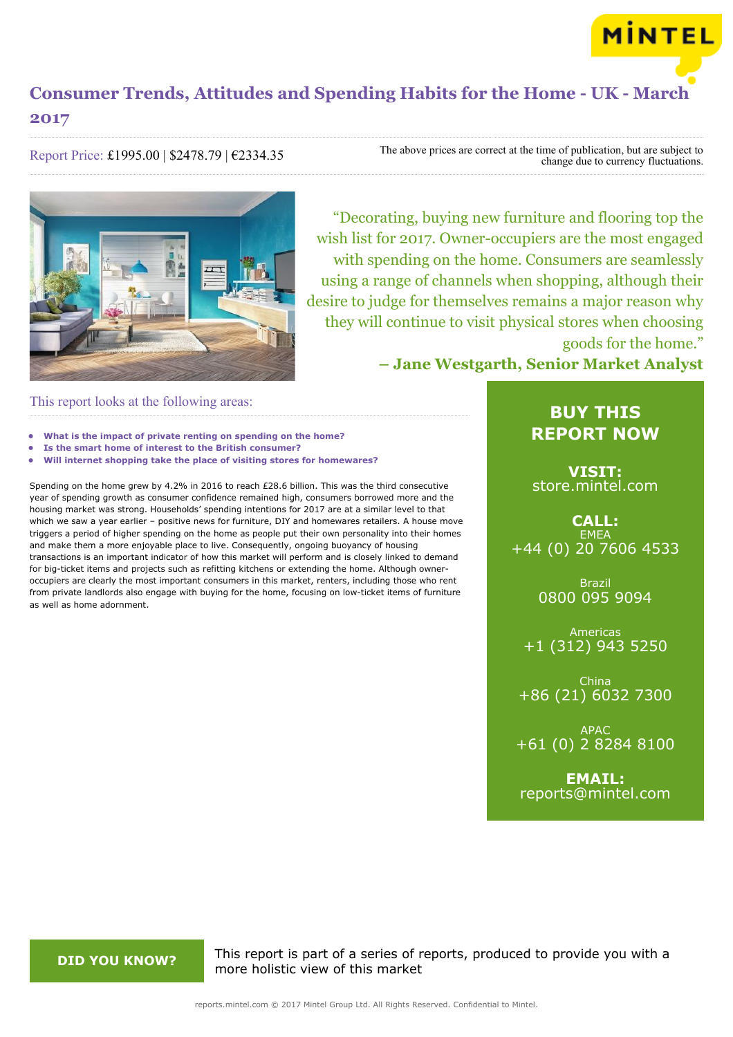# Consumer Trends, Attitudes and Spending Habits for the Home - UK - March 2017

Report Price: £1995.00 | $2478.79 | €2334.35

The above prices are correct at the time of publication, but are subject to change due to currency fluctuations.

> "Decorating, buying new furniture and flooring top the wish list for 2017. Owner-occupiers are the most engaged with spending on the home. Consumers are seamlessly using a range of channels when shopping, although their desire to judge for themselves remains a major reason why they will continue to visit physical stores when choosing goods for the home."
>
> **– Jane Westgarth, Senior Market Analyst**

## This report looks at the following areas:

- **What is the impact of private renting on spending on the home?**
- **Is the smart home of interest to the British consumer?**
- **Will internet shopping take the place of visiting stores for homewares?**

Spending on the home grew by 4.2% in 2016 to reach £28.6 billion. This was the third consecutive year of spending growth as consumer confidence remained high, consumers borrowed more and the housing market was strong. Households' spending intentions for 2017 are at a similar level to that which we saw a year earlier – positive news for furniture, DIY and homewares retailers. A house move triggers a period of higher spending on the home as people put their own personality into their homes and make them a more enjoyable place to live. Consequently, ongoing buoyancy of housing transactions is an important indicator of how this market will perform and is closely linked to demand for big-ticket items and projects such as refitting kitchens or extending the home. Although owner-occupiers are clearly the most important consumers in this market, renters, including those who rent from private landlords also engage with buying for the home, focusing on low-ticket items of furniture as well as home adornment.

## BUY THIS REPORT NOW

**VISIT:**
store.mintel.com

**CALL:**

EMEA
+44 (0) 20 7606 4533

Brazil
0800 095 9094

Americas
+1 (312) 943 5250

China
+86 (21) 6032 7300

APAC
+61 (0) 2 8284 8100

**EMAIL:**
reports@mintel.com

**DID YOU KNOW?**

This report is part of a series of reports, produced to provide you with a more holistic view of this market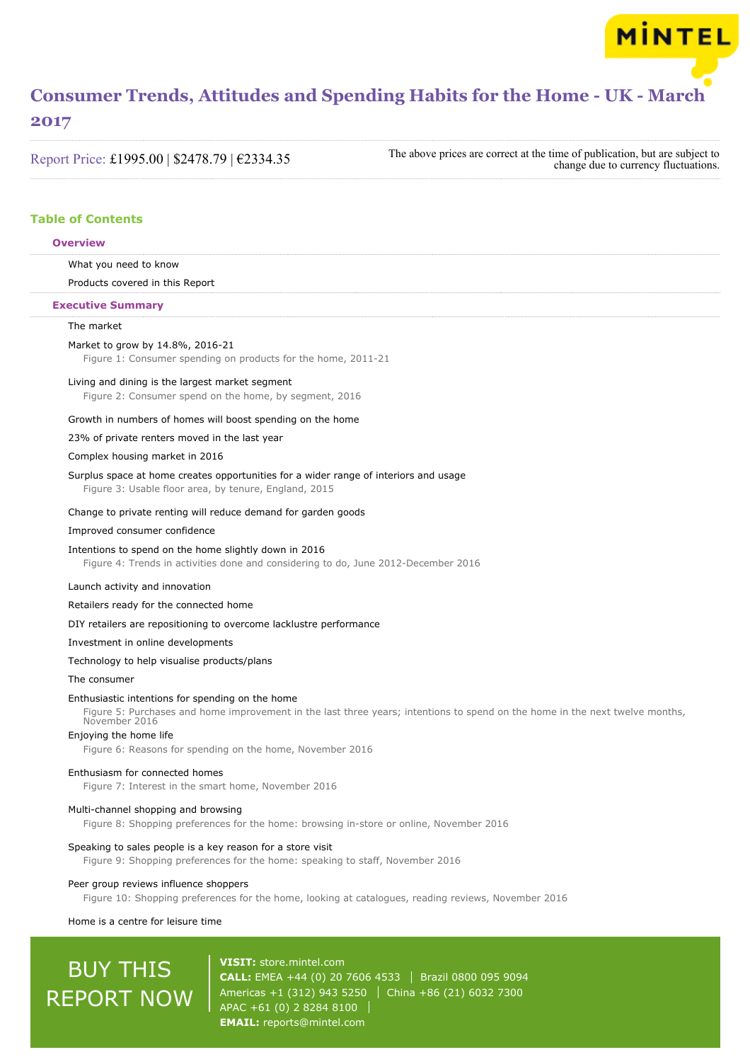# Consumer Trends, Attitudes and Spending Habits for the Home - UK - March 2017

Report Price: £1995.00 | $2478.79 | €2334.35

The above prices are correct at the time of publication, but are subject to change due to currency fluctuations.

## Table of Contents

### Overview

What you need to know

Products covered in this Report

### Executive Summary

The market

Market to grow by 14.8%, 2016-21

Figure 1: Consumer spending on products for the home, 2011-21

Living and dining is the largest market segment

Figure 2: Consumer spend on the home, by segment, 2016

Growth in numbers of homes will boost spending on the home

23% of private renters moved in the last year

Complex housing market in 2016

Surplus space at home creates opportunities for a wider range of interiors and usage

Figure 3: Usable floor area, by tenure, England, 2015

Change to private renting will reduce demand for garden goods

Improved consumer confidence

Intentions to spend on the home slightly down in 2016

Figure 4: Trends in activities done and considering to do, June 2012-December 2016

Launch activity and innovation

Retailers ready for the connected home

DIY retailers are repositioning to overcome lacklustre performance

Investment in online developments

Technology to help visualise products/plans

The consumer

Enthusiastic intentions for spending on the home

Figure 5: Purchases and home improvement in the last three years; intentions to spend on the home in the next twelve months, November 2016

Enjoying the home life

Figure 6: Reasons for spending on the home, November 2016

Enthusiasm for connected homes

Figure 7: Interest in the smart home, November 2016

Multi-channel shopping and browsing

Figure 8: Shopping preferences for the home: browsing in-store or online, November 2016

Speaking to sales people is a key reason for a store visit

Figure 9: Shopping preferences for the home: speaking to staff, November 2016

Peer group reviews influence shoppers

Figure 10: Shopping preferences for the home, looking at catalogues, reading reviews, November 2016

Home is a centre for leisure time

**BUY THIS REPORT NOW**

**VISIT:** store.mintel.com
**CALL:** EMEA +44 (0) 20 7606 4533 | Brazil 0800 095 9094
Americas +1 (312) 943 5250 | China +86 (21) 6032 7300
APAC +61 (0) 2 8284 8100
**EMAIL:** reports@mintel.com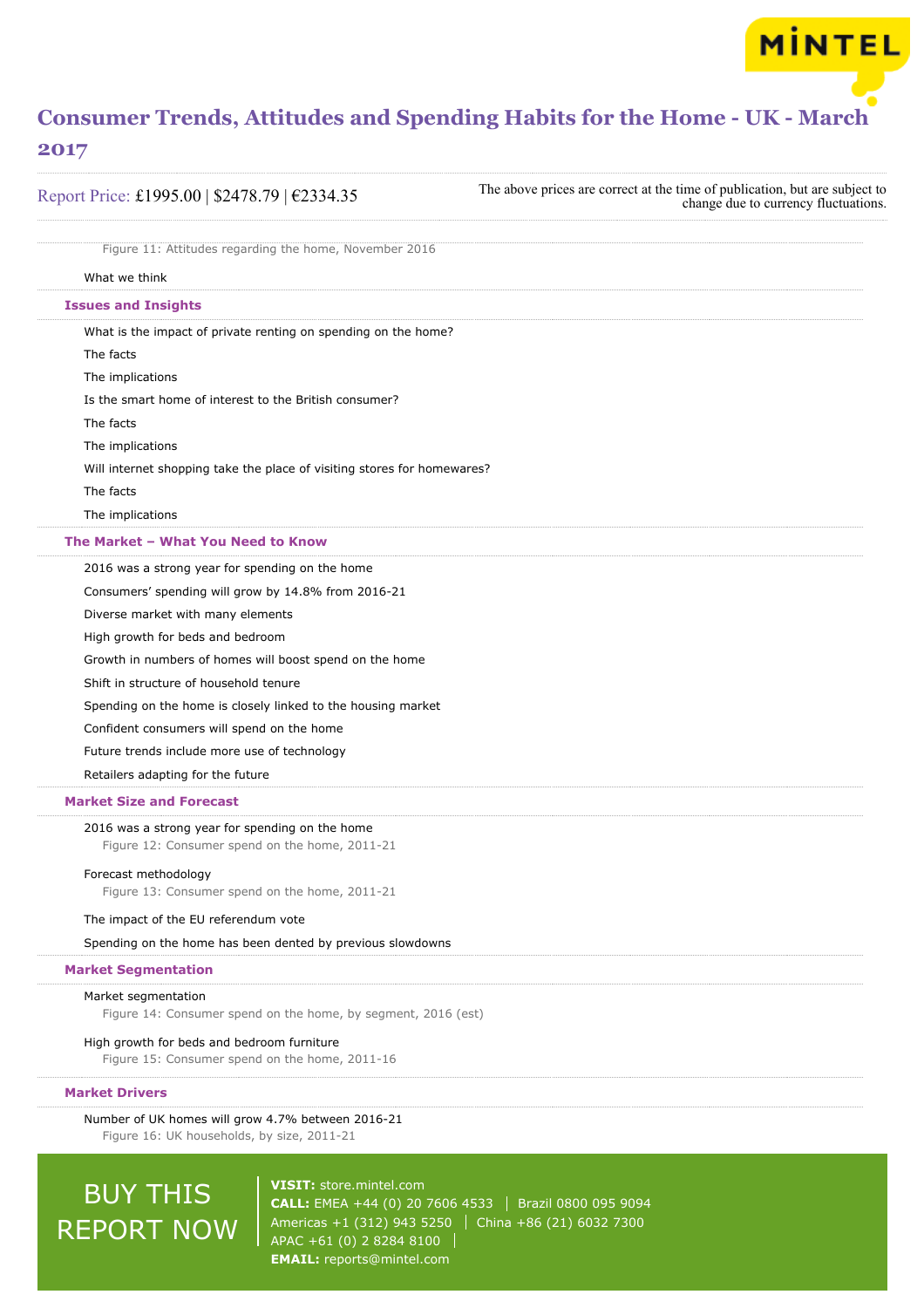Figure 11: Attitudes regarding the home, November 2016

What we think

## Issues and Insights

What is the impact of private renting on spending on the home?

The facts

The implications

Is the smart home of interest to the British consumer?

The facts

The implications

Will internet shopping take the place of visiting stores for homewares?

The facts

The implications

## The Market – What You Need to Know

2016 was a strong year for spending on the home

Consumers' spending will grow by 14.8% from 2016-21

Diverse market with many elements

High growth for beds and bedroom

Growth in numbers of homes will boost spend on the home

Shift in structure of household tenure

Spending on the home is closely linked to the housing market

Confident consumers will spend on the home

Future trends include more use of technology

Retailers adapting for the future

## Market Size and Forecast

2016 was a strong year for spending on the home

Figure 12: Consumer spend on the home, 2011-21

Forecast methodology

Figure 13: Consumer spend on the home, 2011-21

The impact of the EU referendum vote

Spending on the home has been dented by previous slowdowns

## Market Segmentation

Market segmentation

Figure 14: Consumer spend on the home, by segment, 2016 (est)

High growth for beds and bedroom furniture

Figure 15: Consumer spend on the home, 2011-16

## Market Drivers

Number of UK homes will grow 4.7% between 2016-21

Figure 16: UK households, by size, 2011-21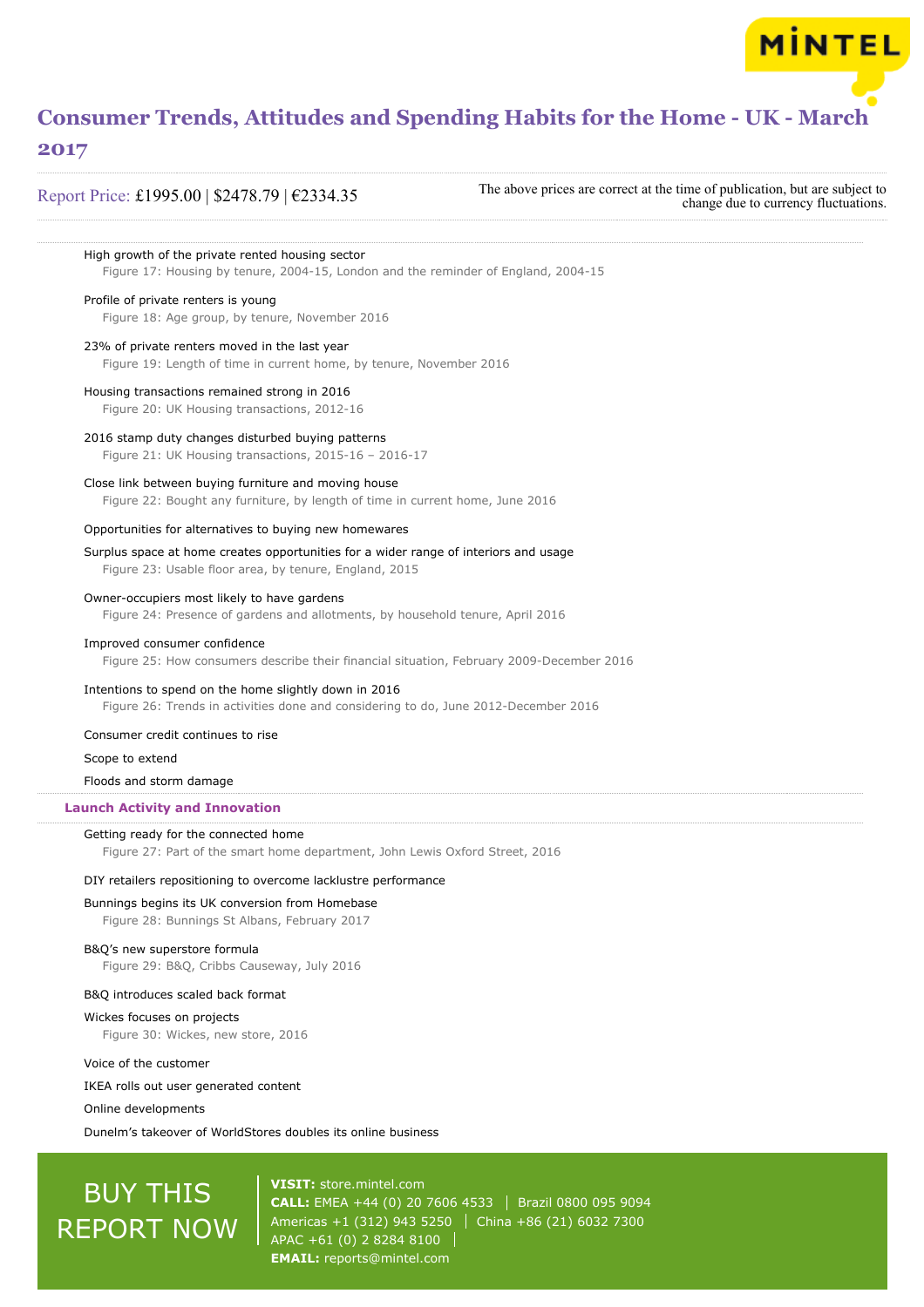High growth of the private rented housing sector

Figure 17: Housing by tenure, 2004-15, London and the reminder of England, 2004-15

Profile of private renters is young

Figure 18: Age group, by tenure, November 2016

23% of private renters moved in the last year

Figure 19: Length of time in current home, by tenure, November 2016

Housing transactions remained strong in 2016

Figure 20: UK Housing transactions, 2012-16

2016 stamp duty changes disturbed buying patterns

Figure 21: UK Housing transactions, 2015-16 – 2016-17

Close link between buying furniture and moving house

Figure 22: Bought any furniture, by length of time in current home, June 2016

Opportunities for alternatives to buying new homewares

Surplus space at home creates opportunities for a wider range of interiors and usage

Figure 23: Usable floor area, by tenure, England, 2015

Owner-occupiers most likely to have gardens

Figure 24: Presence of gardens and allotments, by household tenure, April 2016

Improved consumer confidence

Figure 25: How consumers describe their financial situation, February 2009-December 2016

Intentions to spend on the home slightly down in 2016

Figure 26: Trends in activities done and considering to do, June 2012-December 2016

Consumer credit continues to rise

Scope to extend

Floods and storm damage

## Launch Activity and Innovation

Getting ready for the connected home

Figure 27: Part of the smart home department, John Lewis Oxford Street, 2016

DIY retailers repositioning to overcome lacklustre performance

Bunnings begins its UK conversion from Homebase

Figure 28: Bunnings St Albans, February 2017

B&Q's new superstore formula

Figure 29: B&Q, Cribbs Causeway, July 2016

B&Q introduces scaled back format

Wickes focuses on projects

Figure 30: Wickes, new store, 2016

Voice of the customer

IKEA rolls out user generated content

Online developments

Dunelm's takeover of WorldStores doubles its online business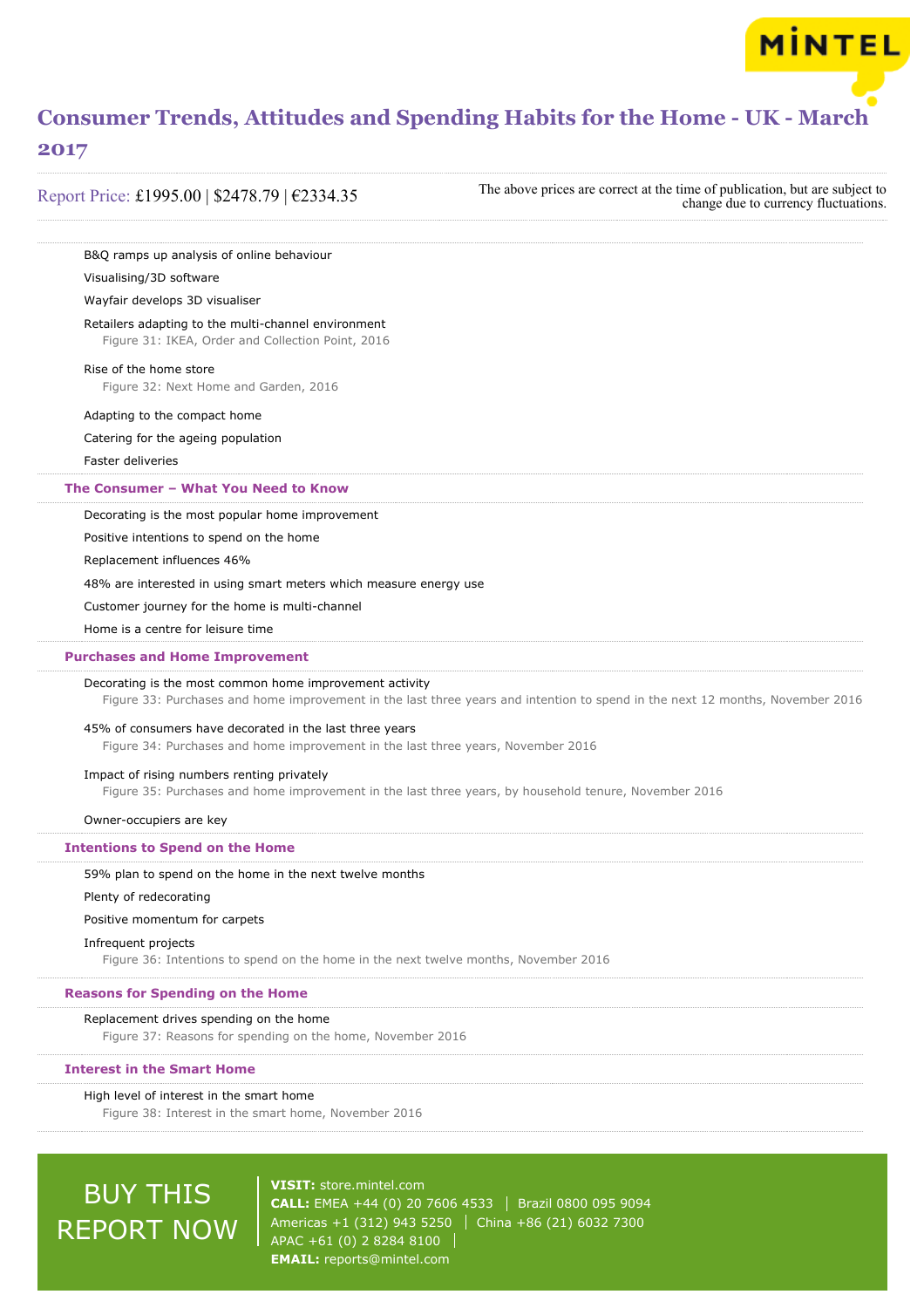B&Q ramps up analysis of online behaviour

Visualising/3D software

Wayfair develops 3D visualiser

Retailers adapting to the multi-channel environment

Figure 31: IKEA, Order and Collection Point, 2016

Rise of the home store

Figure 32: Next Home and Garden, 2016

Adapting to the compact home

Catering for the ageing population

Faster deliveries

## The Consumer – What You Need to Know

Decorating is the most popular home improvement

Positive intentions to spend on the home

Replacement influences 46%

48% are interested in using smart meters which measure energy use

Customer journey for the home is multi-channel

Home is a centre for leisure time

## Purchases and Home Improvement

Decorating is the most common home improvement activity

Figure 33: Purchases and home improvement in the last three years and intention to spend in the next 12 months, November 2016

45% of consumers have decorated in the last three years

Figure 34: Purchases and home improvement in the last three years, November 2016

Impact of rising numbers renting privately

Figure 35: Purchases and home improvement in the last three years, by household tenure, November 2016

Owner-occupiers are key

## Intentions to Spend on the Home

59% plan to spend on the home in the next twelve months

Plenty of redecorating

Positive momentum for carpets

Infrequent projects

Figure 36: Intentions to spend on the home in the next twelve months, November 2016

## Reasons for Spending on the Home

Replacement drives spending on the home

Figure 37: Reasons for spending on the home, November 2016

## Interest in the Smart Home

High level of interest in the smart home

Figure 38: Interest in the smart home, November 2016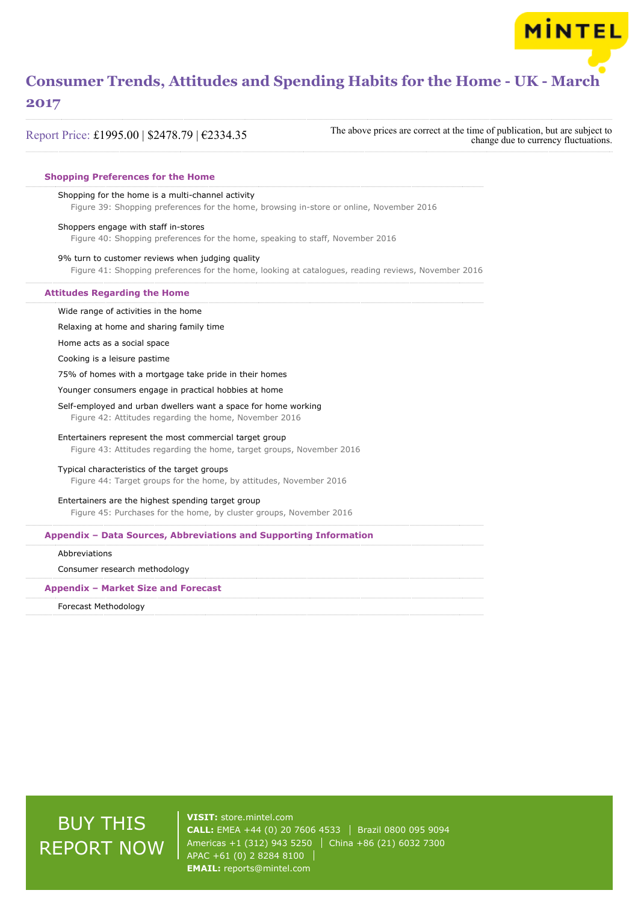## Shopping Preferences for the Home

Shopping for the home is a multi-channel activity

Figure 39: Shopping preferences for the home, browsing in-store or online, November 2016

Shoppers engage with staff in-stores

Figure 40: Shopping preferences for the home, speaking to staff, November 2016

9% turn to customer reviews when judging quality

Figure 41: Shopping preferences for the home, looking at catalogues, reading reviews, November 2016

## Attitudes Regarding the Home

Wide range of activities in the home

Relaxing at home and sharing family time

Home acts as a social space

Cooking is a leisure pastime

75% of homes with a mortgage take pride in their homes

Younger consumers engage in practical hobbies at home

Self-employed and urban dwellers want a space for home working

Figure 42: Attitudes regarding the home, November 2016

Entertainers represent the most commercial target group

Figure 43: Attitudes regarding the home, target groups, November 2016

Typical characteristics of the target groups

Figure 44: Target groups for the home, by attitudes, November 2016

Entertainers are the highest spending target group

Figure 45: Purchases for the home, by cluster groups, November 2016

## Appendix – Data Sources, Abbreviations and Supporting Information

Abbreviations

Consumer research methodology

## Appendix – Market Size and Forecast

Forecast Methodology